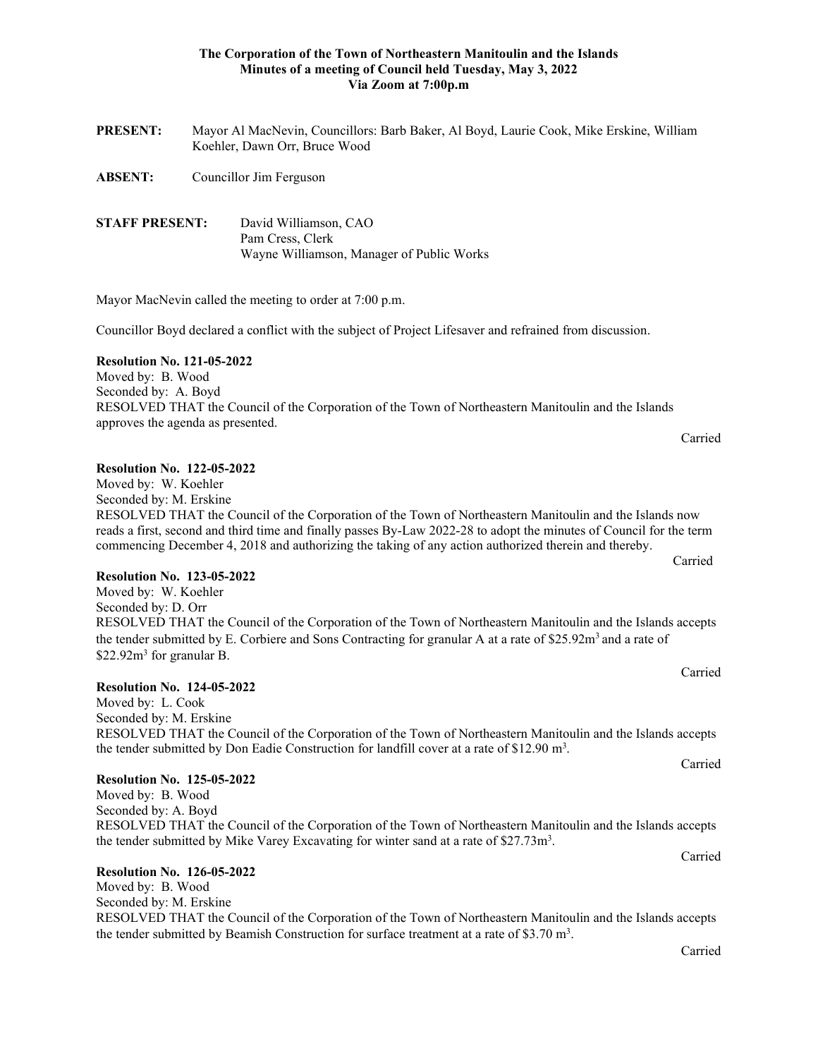**The Corporation of the Town of Northeastern Manitoulin and the Islands**
**Minutes of a meeting of Council held Tuesday, May 3, 2022**
**Via Zoom at 7:00p.m**

**PRESENT:** Mayor Al MacNevin, Councillors: Barb Baker, Al Boyd, Laurie Cook, Mike Erskine, William Koehler, Dawn Orr, Bruce Wood

**ABSENT:** Councillor Jim Ferguson

**STAFF PRESENT:** David Williamson, CAO
Pam Cress, Clerk
Wayne Williamson, Manager of Public Works

Mayor MacNevin called the meeting to order at 7:00 p.m.

Councillor Boyd declared a conflict with the subject of Project Lifesaver and refrained from discussion.

**Resolution No. 121-05-2022**
Moved by: B. Wood
Seconded by: A. Boyd
RESOLVED THAT the Council of the Corporation of the Town of Northeastern Manitoulin and the Islands approves the agenda as presented.

Carried

**Resolution No. 122-05-2022**
Moved by: W. Koehler
Seconded by: M. Erskine
RESOLVED THAT the Council of the Corporation of the Town of Northeastern Manitoulin and the Islands now reads a first, second and third time and finally passes By-Law 2022-28 to adopt the minutes of Council for the term commencing December 4, 2018 and authorizing the taking of any action authorized therein and thereby.

Carried

**Resolution No. 123-05-2022**
Moved by: W. Koehler
Seconded by: D. Orr
RESOLVED THAT the Council of the Corporation of the Town of Northeastern Manitoulin and the Islands accepts the tender submitted by E. Corbiere and Sons Contracting for granular A at a rate of \$25.92m$^3$ and a rate of \$22.92m$^3$ for granular B.

Carried

**Resolution No. 124-05-2022**
Moved by: L. Cook
Seconded by: M. Erskine
RESOLVED THAT the Council of the Corporation of the Town of Northeastern Manitoulin and the Islands accepts the tender submitted by Don Eadie Construction for landfill cover at a rate of \$12.90 m$^3$.

Carried

**Resolution No. 125-05-2022**
Moved by: B. Wood
Seconded by: A. Boyd
RESOLVED THAT the Council of the Corporation of the Town of Northeastern Manitoulin and the Islands accepts the tender submitted by Mike Varey Excavating for winter sand at a rate of \$27.73m$^3$.

Carried

**Resolution No. 126-05-2022**
Moved by: B. Wood
Seconded by: M. Erskine
RESOLVED THAT the Council of the Corporation of the Town of Northeastern Manitoulin and the Islands accepts the tender submitted by Beamish Construction for surface treatment at a rate of \$3.70 m$^3$.

Carried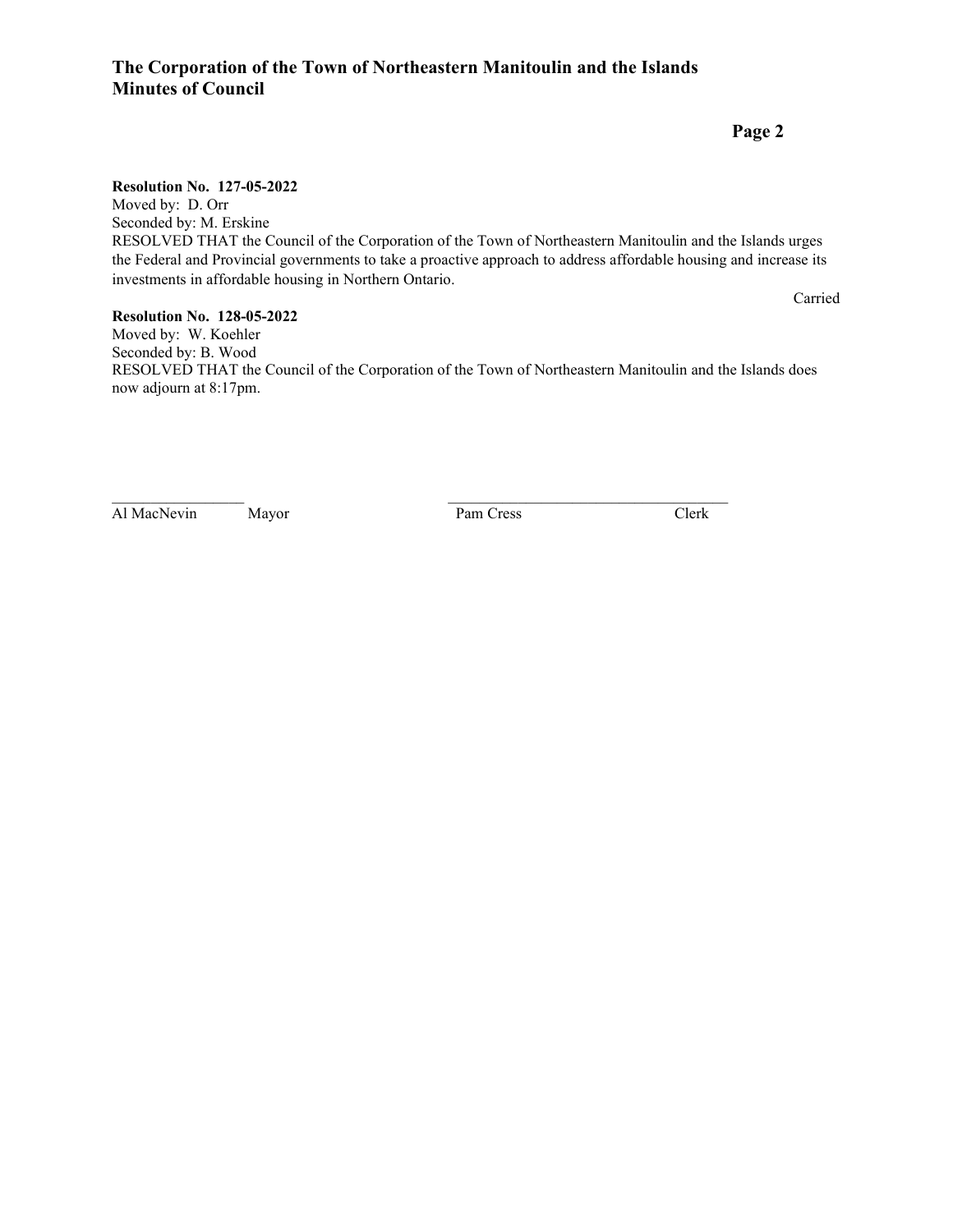**Resolution No. 127-05-2022**
Moved by: D. Orr
Seconded by: M. Erskine
RESOLVED THAT the Council of the Corporation of the Town of Northeastern Manitoulin and the Islands urges the Federal and Provincial governments to take a proactive approach to address affordable housing and increase its investments in affordable housing in Northern Ontario.

Carried

**Resolution No. 128-05-2022**
Moved by: W. Koehler
Seconded by: B. Wood
RESOLVED THAT the Council of the Corporation of the Town of Northeastern Manitoulin and the Islands does now adjourn at 8:17pm.

\_\_\_\_\_\_\_\_\_\_\_\_\_\_\_\_\_\_
Al MacNevin Mayor

\_\_\_\_\_\_\_\_\_\_\_\_\_\_\_\_\_\_\_\_\_\_\_\_\_\_\_\_\_\_\_\_\_\_\_\_
Pam Cress Clerk